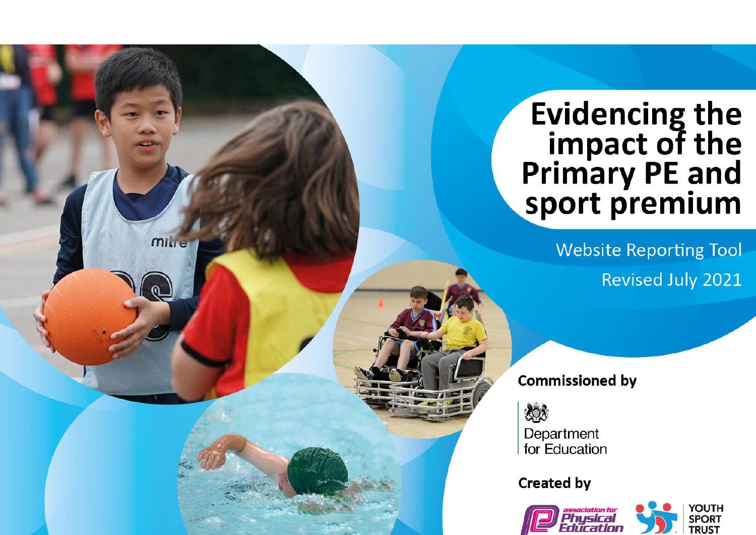# Evidencing the impact of the Primary PE and sport premium

Website Reporting Tool

Revised July 2021

**Commissioned by**

Department for Education

**Created by**

association for Physical Education

YOUTH SPORT TRUST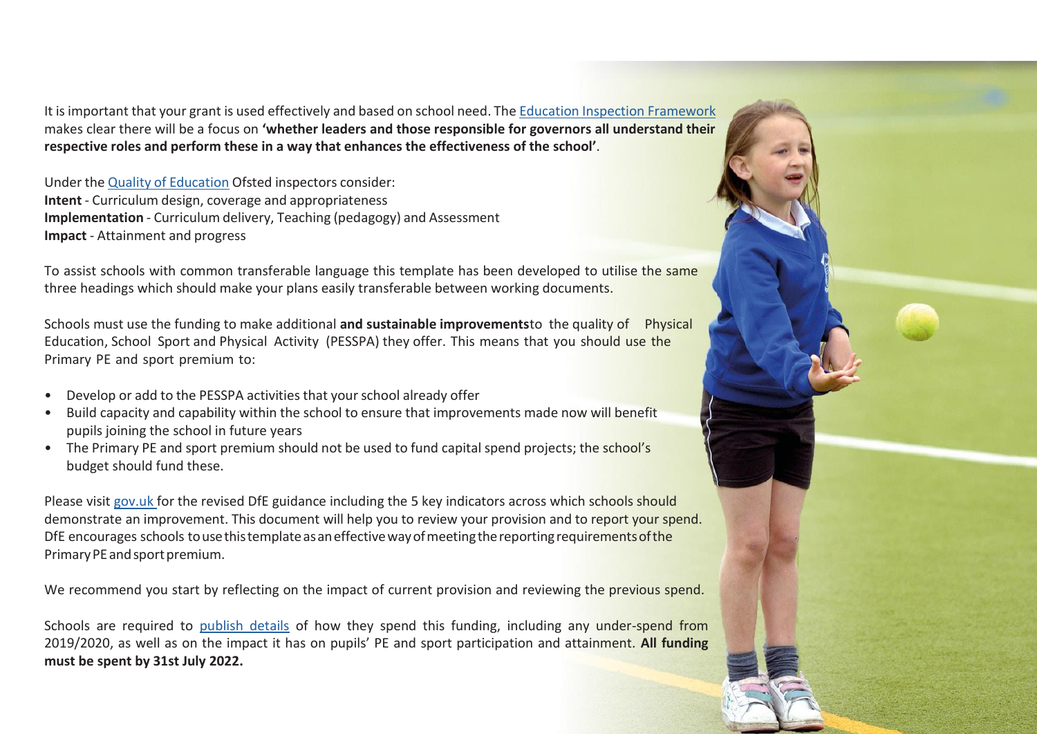It is important that your grant is used effectively and based on school need. The Education Inspection Framework makes clear there will be a focus on **'whether leaders and those responsible for governors all understand their respective roles and perform these in a way that enhances the effectiveness of the school'**.

Under the Quality of Education Ofsted inspectors consider:
**Intent** - Curriculum design, coverage and appropriateness
**Implementation** - Curriculum delivery, Teaching (pedagogy) and Assessment
**Impact** - Attainment and progress

To assist schools with common transferable language this template has been developed to utilise the same three headings which should make your plans easily transferable between working documents.

Schools must use the funding to make additional **and sustainable improvements** to the quality of Physical Education, School Sport and Physical Activity (PESSPA) they offer. This means that you should use the Primary PE and sport premium to:

- Develop or add to the PESSPA activities that your school already offer
- Build capacity and capability within the school to ensure that improvements made now will benefit pupils joining the school in future years
- The Primary PE and sport premium should not be used to fund capital spend projects; the school's budget should fund these.

Please visit gov.uk for the revised DfE guidance including the 5 key indicators across which schools should demonstrate an improvement. This document will help you to review your provision and to report your spend. DfE encourages schools to use this template as an effective way of meeting the reporting requirements of the Primary PE and sport premium.

We recommend you start by reflecting on the impact of current provision and reviewing the previous spend.

Schools are required to publish details of how they spend this funding, including any under-spend from 2019/2020, as well as on the impact it has on pupils' PE and sport participation and attainment. **All funding must be spent by 31st July 2022.**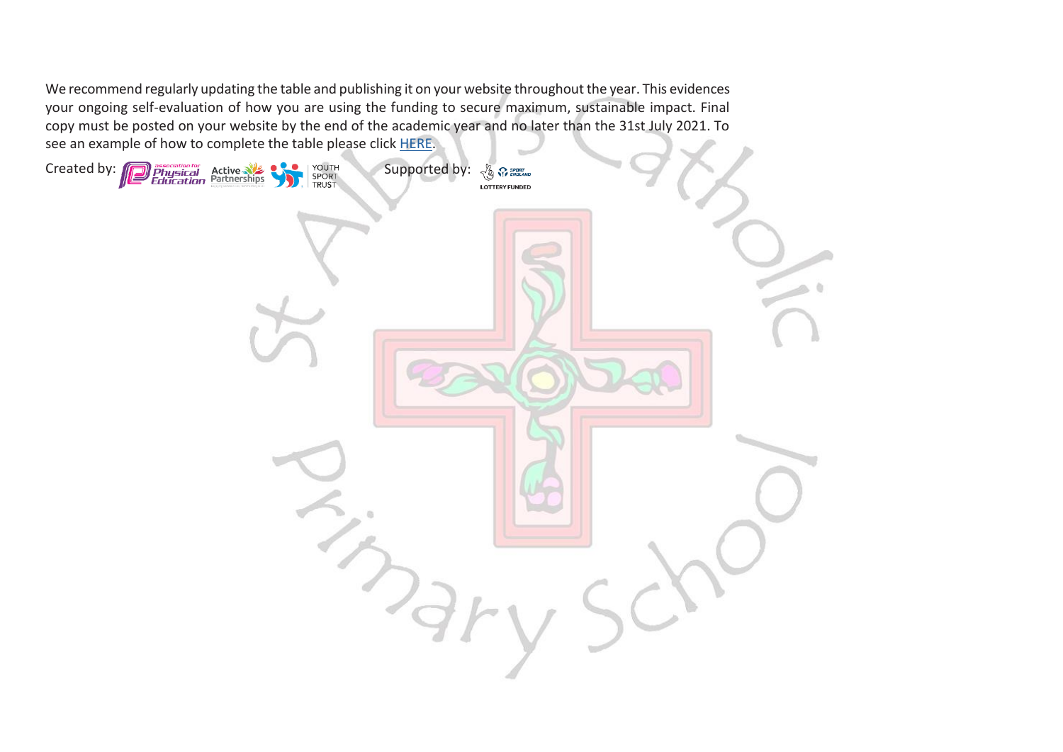We recommend regularly updating the table and publishing it on your website throughout the year. This evidences your ongoing self-evaluation of how you are using the funding to secure maximum, sustainable impact. Final copy must be posted on your website by the end of the academic year and no later than the 31st July 2021. To see an example of how to complete the table please click HERE.

Created by: Association for Physical Education, Active Partnerships, Youth Sport Trust          Supported by: Sport England, Lottery Funded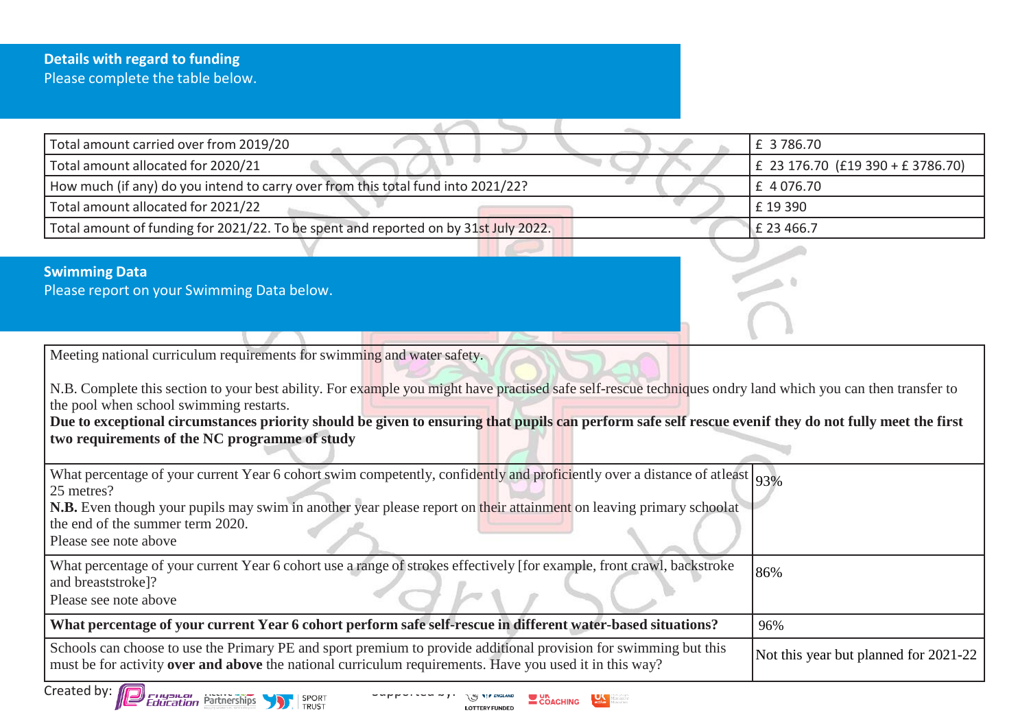## Details with regard to funding

Please complete the table below.

| | |
|---|---|
| Total amount carried over from 2019/20 | £ 3 786.70 |
| Total amount allocated for 2020/21 | £ 23 176.70 (£19 390 + £ 3786.70) |
| How much (if any) do you intend to carry over from this total fund into 2021/22? | £ 4 076.70 |
| Total amount allocated for 2021/22 | £ 19 390 |
| Total amount of funding for 2021/22. To be spent and reported on by 31st July 2022. | £ 23 466.7 |

## Swimming Data

Please report on your Swimming Data below.

| | |
|---|---|
| Meeting national curriculum requirements for swimming and water safety.<br><br>N.B. Complete this section to your best ability. For example you might have practised safe self-rescue techniques ondry land which you can then transfer to the pool when school swimming restarts.<br>**Due to exceptional circumstances priority should be given to ensuring that pupils can perform safe self rescue evenif they do not fully meet the first two requirements of the NC programme of study** | |
| What percentage of your current Year 6 cohort swim competently, confidently and proficiently over a distance of atleast 25 metres?<br>**N.B.** Even though your pupils may swim in another year please report on their attainment on leaving primary schoolat the end of the summer term 2020.<br>Please see note above | 93% |
| What percentage of your current Year 6 cohort use a range of strokes effectively [for example, front crawl, backstroke and breaststroke]?<br>Please see note above | 86% |
| **What percentage of your current Year 6 cohort perform safe self-rescue in different water-based situations?** | 96% |
| Schools can choose to use the Primary PE and sport premium to provide additional provision for swimming but this must be for activity **over and above** the national curriculum requirements. Have you used it in this way? | Not this year but planned for 2021-22 |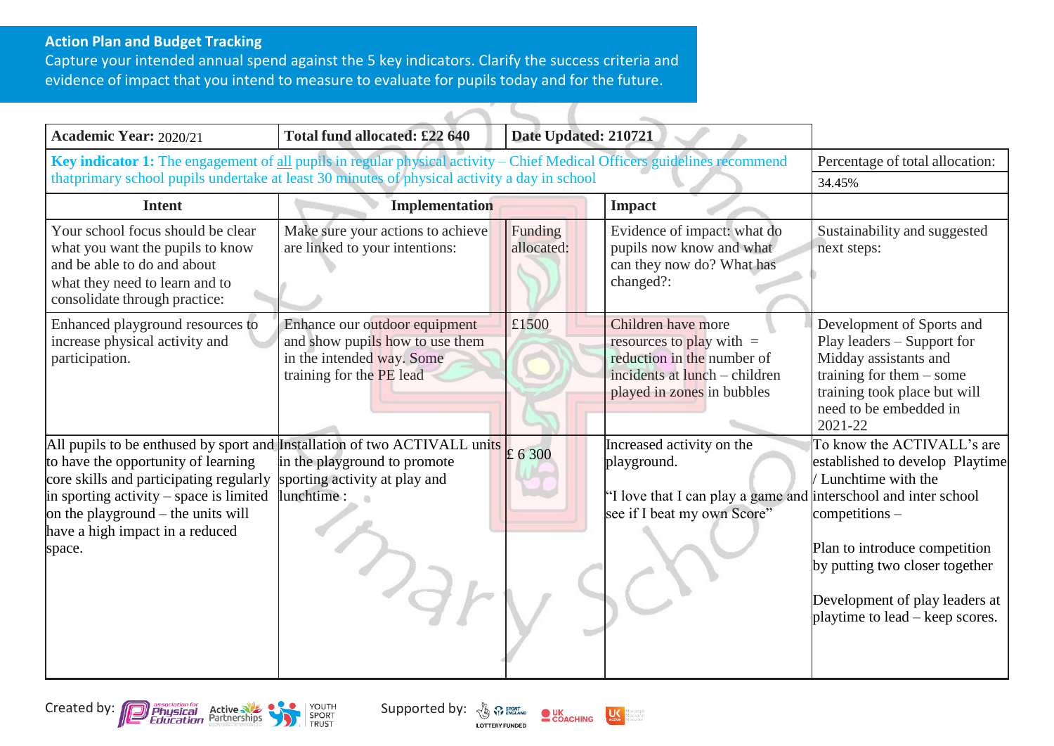## Action Plan and Budget Tracking

Capture your intended annual spend against the 5 key indicators. Clarify the success criteria and evidence of impact that you intend to measure to evaluate for pupils today and for the future.

| **Academic Year:** 2020/21 | **Total fund allocated: £22 640** | **Date Updated: 210721** | | |
|---|---|---|---|---|
| **Key indicator 1:** The engagement of all pupils in regular physical activity – Chief Medical Officers guidelines recommend thatprimary school pupils undertake at least 30 minutes of physical activity a day in school | | | | Percentage of total allocation: 34.45% |
| **Intent** | **Implementation** | | **Impact** | |
| Your school focus should be clear what you want the pupils to know and be able to do and about what they need to learn and to consolidate through practice: | Make sure your actions to achieve are linked to your intentions: | Funding allocated: | Evidence of impact: what do pupils now know and what can they now do? What has changed?: | Sustainability and suggested next steps: |
| Enhanced playground resources to increase physical activity and participation. | Enhance our outdoor equipment and show pupils how to use them in the intended way. Some training for the PE lead | £1500 | Children have more resources to play with = reduction in the number of incidents at lunch – children played in zones in bubbles | Development of Sports and Play leaders – Support for Midday assistants and training for them – some training took place but will need to be embedded in 2021-22 |
| All pupils to be enthused by sport and to have the opportunity of learning core skills and participating regularly in sporting activity – space is limited on the playground – the units will have a high impact in a reduced space. | Installation of two ACTIVALL units in the playground to promote sporting activity at play and lunchtime : | £ 6 300 | Increased activity on the playground.<br><br>"I love that I can play a game and see if I beat my own Score" | To know the ACTIVALL's are established to develop Playtime / Lunchtime with the interschool and inter school competitions –<br><br>Plan to introduce competition by putting two closer together<br><br>Development of play leaders at playtime to lead – keep scores. |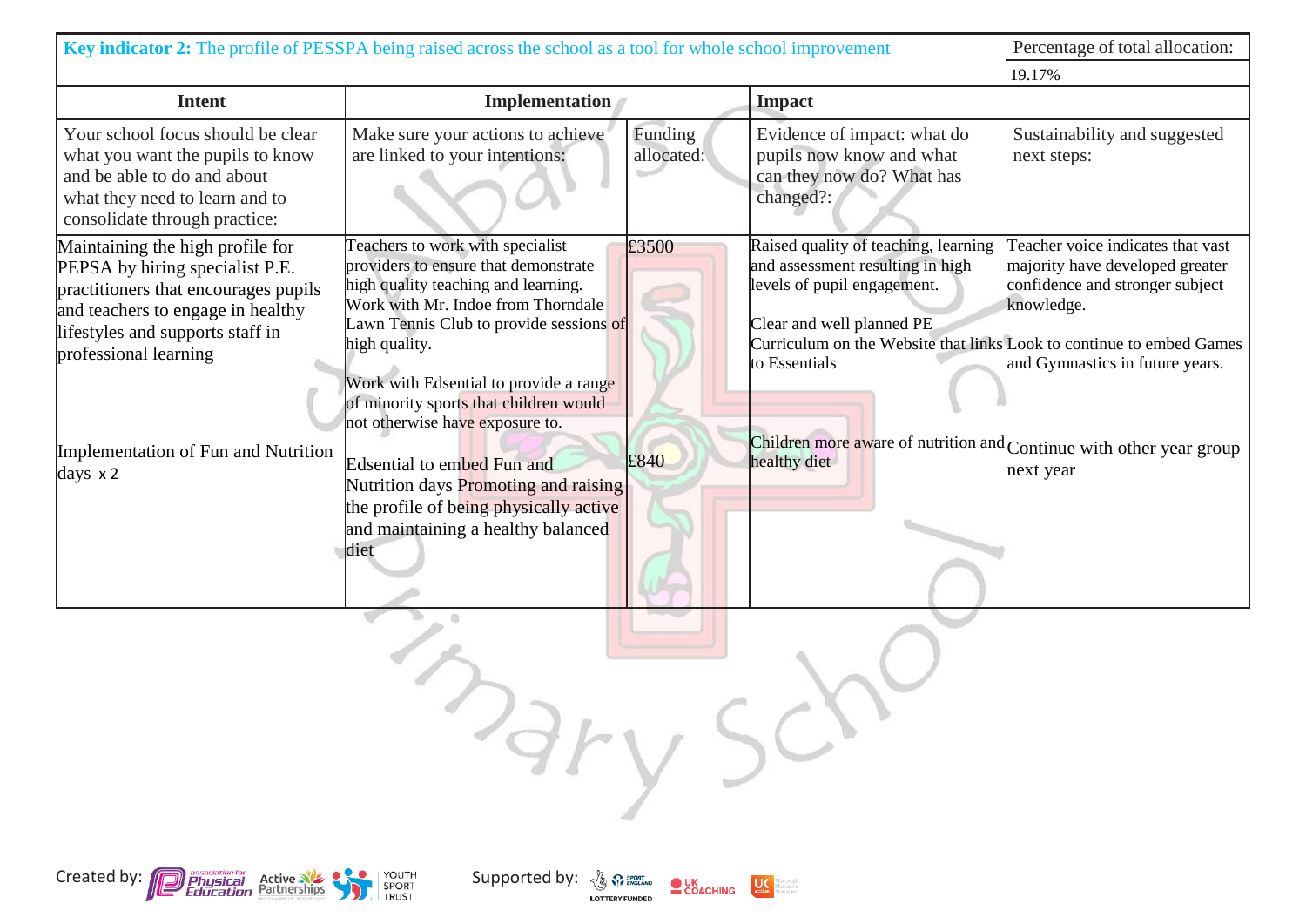| **Key indicator 2:** The profile of PESSPA being raised across the school as a tool for whole school improvement | | | | Percentage of total allocation: |
|---|---|---|---|---|
| | | | | 19.17% |
| **Intent** | **Implementation** | | **Impact** | |
| Your school focus should be clear what you want the pupils to know and be able to do and about what they need to learn and to consolidate through practice: | Make sure your actions to achieve are linked to your intentions: | Funding allocated: | Evidence of impact: what do pupils now know and what can they now do? What has changed?: | Sustainability and suggested next steps: |
| Maintaining the high profile for PEPSA by hiring specialist P.E. practitioners that encourages pupils and teachers to engage in healthy lifestyles and supports staff in professional learning | Teachers to work with specialist providers to ensure that demonstrate high quality teaching and learning. Work with Mr. Indoe from Thorndale Lawn Tennis Club to provide sessions of high quality.<br><br>Work with Edsential to provide a range of minority sports that children would not otherwise have exposure to. | £3500 | Raised quality of teaching, learning and assessment resulting in high levels of pupil engagement.<br><br>Clear and well planned PE Curriculum on the Website that links to Essentials | Teacher voice indicates that vast majority have developed greater confidence and stronger subject knowledge.<br><br>Look to continue to embed Games and Gymnastics in future years. |
| Implementation of Fun and Nutrition days x 2 | Edsential to embed Fun and Nutrition days Promoting and raising the profile of being physically active and maintaining a healthy balanced diet | £840 | Children more aware of nutrition and healthy diet | Continue with other year group next year |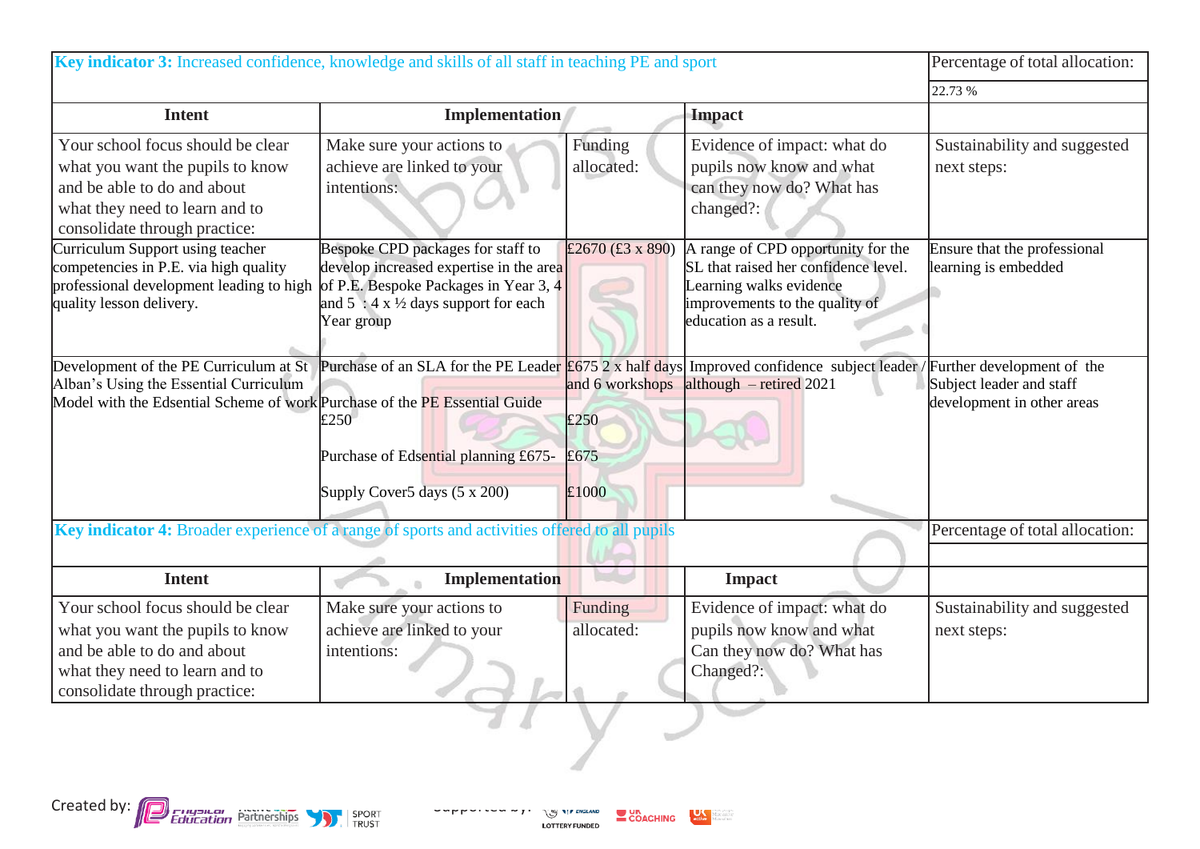| **Key indicator 3:** Increased confidence, knowledge and skills of all staff in teaching PE and sport | | | | Percentage of total allocation: |
|---|---|---|---|---|
| | | | | 22.73 % |
| **Intent** | **Implementation** | | **Impact** | |
| Your school focus should be clear what you want the pupils to know and be able to do and about what they need to learn and to consolidate through practice: | Make sure your actions to achieve are linked to your intentions: | Funding allocated: | Evidence of impact: what do pupils now know and what can they now do? What has changed?: | Sustainability and suggested next steps: |
| Curriculum Support using teacher competencies in P.E. via high quality professional development leading to high quality lesson delivery. | Bespoke CPD packages for staff to develop increased expertise in the area of P.E. Bespoke Packages in Year 3, 4 and 5 : 4 x ½ days support for each Year group | £2670 (£3 x 890) | A range of CPD opportunity for the SL that raised her confidence level. Learning walks evidence improvements to the quality of education as a result. | Ensure that the professional learning is embedded |
| Development of the PE Curriculum at St Alban's Using the Essential Curriculum Model with the Edsential Scheme of work | Purchase of an SLA for the PE Leader Purchase of the PE Essential Guide £250<br><br>Purchase of Edsential planning £675-<br><br>Supply Cover5 days (5 x 200) | £675 2 x half days and 6 workshops<br><br>£250<br><br>£675<br><br>£1000 | Improved confidence subject leader although – retired 2021 | / Further development of the Subject leader and staff development in other areas |

| **Key indicator 4:** Broader experience of a range of sports and activities offered to all pupils | | | | Percentage of total allocation: |
|---|---|---|---|---|
| | | | | |
| **Intent** | **Implementation** | | **Impact** | |
| Your school focus should be clear what you want the pupils to know and be able to do and about what they need to learn and to consolidate through practice: | Make sure your actions to achieve are linked to your intentions: | Funding allocated: | Evidence of impact: what do pupils now know and what Can they now do? What has Changed?: | Sustainability and suggested next steps: |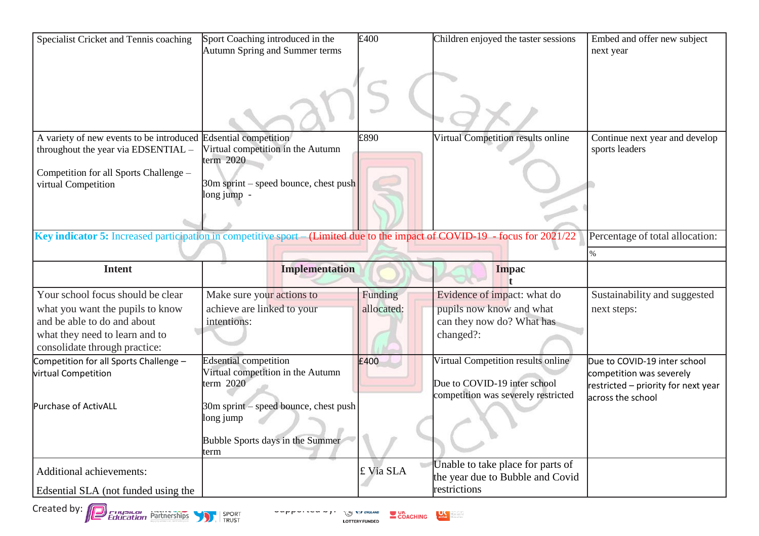| | | | | |
|---|---|---|---|---|
| Specialist Cricket and Tennis coaching | Sport Coaching introduced in the Autumn Spring and Summer terms | £400 | Children enjoyed the taster sessions | Embed and offer new subject next year |
| A variety of new events to be introduced throughout the year via EDSENTIAL – Competition for all Sports Challenge – virtual Competition | Edsential competition Virtual competition in the Autumn term 2020 30m sprint – speed bounce, chest push long jump - | £890 | Virtual Competition results online | Continue next year and develop sports leaders |

| **Key indicator 5:** Increased participation in competitive sport – (Limited due to the impact of COVID-19 - focus for 2021/22 | | | | Percentage of total allocation: |
|---|---|---|---|---|
| | | | | % |
| **Intent** | **Implementation** | | **Impact** | |
| Your school focus should be clear what you want the pupils to know and be able to do and about what they need to learn and to consolidate through practice: | Make sure your actions to achieve are linked to your intentions: | Funding allocated: | Evidence of impact: what do pupils now know and what can they now do? What has changed?: | Sustainability and suggested next steps: |
| Competition for all Sports Challenge – virtual Competition<br><br>Purchase of ActivALL | Edsential competition Virtual competition in the Autumn term 2020<br><br>30m sprint – speed bounce, chest push long jump<br><br>Bubble Sports days in the Summer term | £400 | Virtual Competition results online<br><br>Due to COVID-19 inter school competition was severely restricted | Due to COVID-19 inter school competition was severely restricted – priority for next year across the school |
| Additional achievements:<br><br>Edsential SLA (not funded using the | | £ Via SLA | Unable to take place for parts of the year due to Bubble and Covid restrictions | |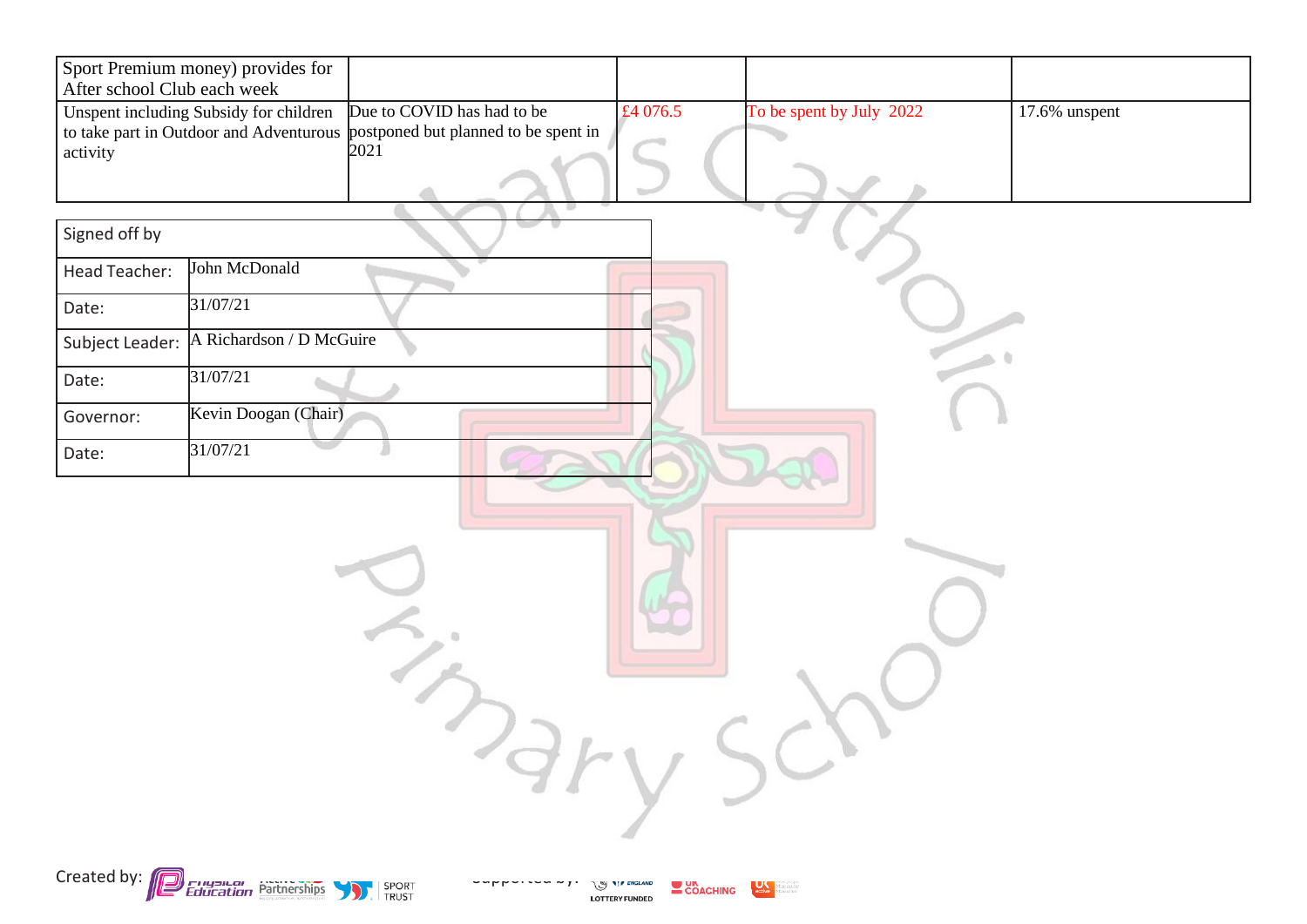| | | | | |
|---|---|---|---|---|
| Sport Premium money) provides for After school Club each week | | | | |
| Unspent including Subsidy for children to take part in Outdoor and Adventurous activity | Due to COVID has had to be postponed but planned to be spent in 2021 | £4 076.5 | To be spent by July 2022 | 17.6% unspent |

| Signed off by | |
|---|---|
| Head Teacher: | John McDonald |
| Date: | 31/07/21 |
| Subject Leader: | A Richardson / D McGuire |
| Date: | 31/07/21 |
| Governor: | Kevin Doogan (Chair) |
| Date: | 31/07/21 |